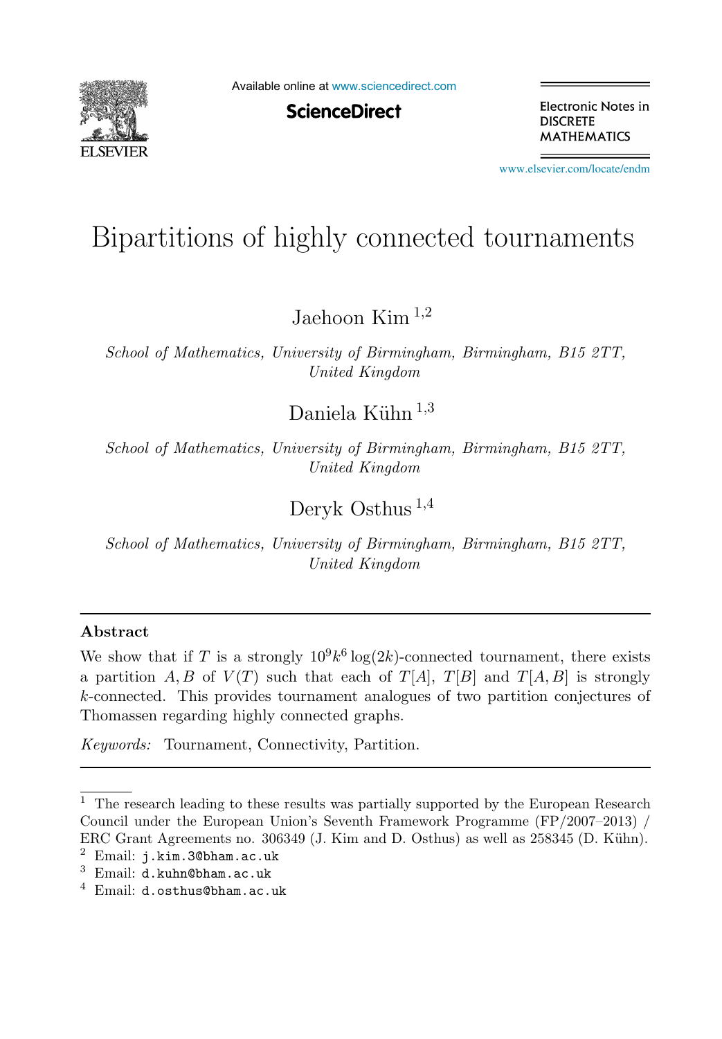# Bipartitions of highly connected tournaments

Jaehoon Kim [1,2]

*School of Mathematics, University of Birmingham, Birmingham, B15 2TT, United Kingdom*

Daniela Kühn [1,3]

*School of Mathematics, University of Birmingham, Birmingham, B15 2TT, United Kingdom*

Deryk Osthus [1,4]

*School of Mathematics, University of Birmingham, Birmingham, B15 2TT, United Kingdom*

## Abstract

We show that if $T$ is a strongly $10^9k^6\log(2k)$-connected tournament, there exists a partition $A, B$ of $V(T)$ such that each of $T[A]$, $T[B]$ and $T[A, B]$ is strongly $k$-connected. This provides tournament analogues of two partition conjectures of Thomassen regarding highly connected graphs.

*Keywords:* Tournament, Connectivity, Partition.

---

[1] The research leading to these results was partially supported by the European Research Council under the European Union's Seventh Framework Programme (FP/2007–2013) / ERC Grant Agreements no. 306349 (J. Kim and D. Osthus) as well as 258345 (D. Kühn).

[2] Email: `j.kim.3@bham.ac.uk`

[3] Email: `d.kuhn@bham.ac.uk`

[4] Email: `d.osthus@bham.ac.uk`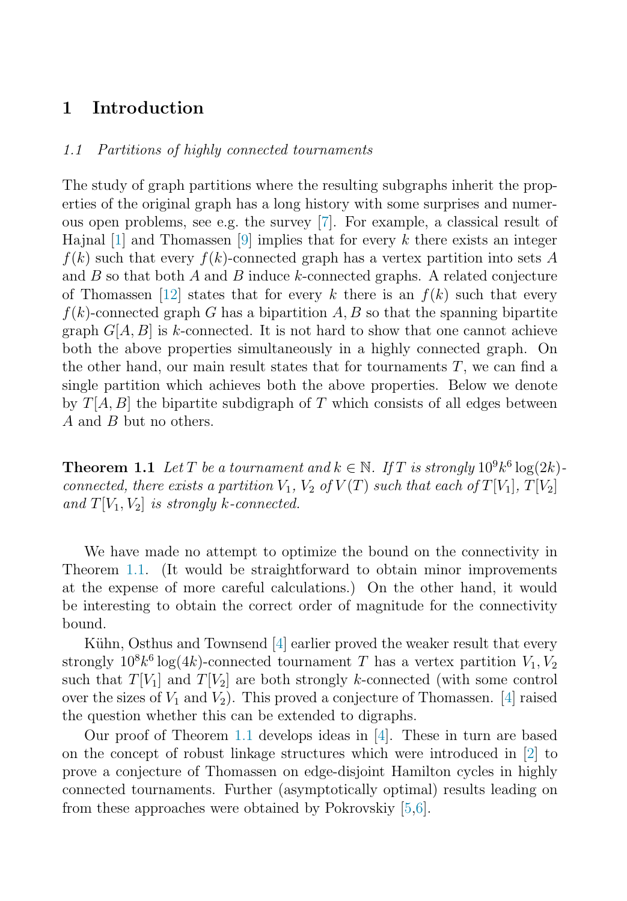# 1 Introduction

## *1.1 Partitions of highly connected tournaments*

The study of graph partitions where the resulting subgraphs inherit the properties of the original graph has a long history with some surprises and numerous open problems, see e.g. the survey [7]. For example, a classical result of Hajnal [1] and Thomassen [9] implies that for every $k$ there exists an integer $f(k)$ such that every $f(k)$-connected graph has a vertex partition into sets $A$ and $B$ so that both $A$ and $B$ induce $k$-connected graphs. A related conjecture of Thomassen [12] states that for every $k$ there is an $f(k)$ such that every $f(k)$-connected graph $G$ has a bipartition $A, B$ so that the spanning bipartite graph $G[A, B]$ is $k$-connected. It is not hard to show that one cannot achieve both the above properties simultaneously in a highly connected graph. On the other hand, our main result states that for tournaments $T$, we can find a single partition which achieves both the above properties. Below we denote by $T[A, B]$ the bipartite subdigraph of $T$ which consists of all edges between $A$ and $B$ but no others.

**Theorem 1.1** *Let $T$ be a tournament and $k \in \mathbb{N}$. If $T$ is strongly $10^9k^6\log(2k)$-connected, there exists a partition $V_1$, $V_2$ of $V(T)$ such that each of $T[V_1]$, $T[V_2]$ and $T[V_1, V_2]$ is strongly $k$-connected.*

We have made no attempt to optimize the bound on the connectivity in Theorem 1.1. (It would be straightforward to obtain minor improvements at the expense of more careful calculations.) On the other hand, it would be interesting to obtain the correct order of magnitude for the connectivity bound.

Kühn, Osthus and Townsend [4] earlier proved the weaker result that every strongly $10^8k^6\log(4k)$-connected tournament $T$ has a vertex partition $V_1, V_2$ such that $T[V_1]$ and $T[V_2]$ are both strongly $k$-connected (with some control over the sizes of $V_1$ and $V_2$). This proved a conjecture of Thomassen. [4] raised the question whether this can be extended to digraphs.

Our proof of Theorem 1.1 develops ideas in [4]. These in turn are based on the concept of robust linkage structures which were introduced in [2] to prove a conjecture of Thomassen on edge-disjoint Hamilton cycles in highly connected tournaments. Further (asymptotically optimal) results leading on from these approaches were obtained by Pokrovskiy [5,6].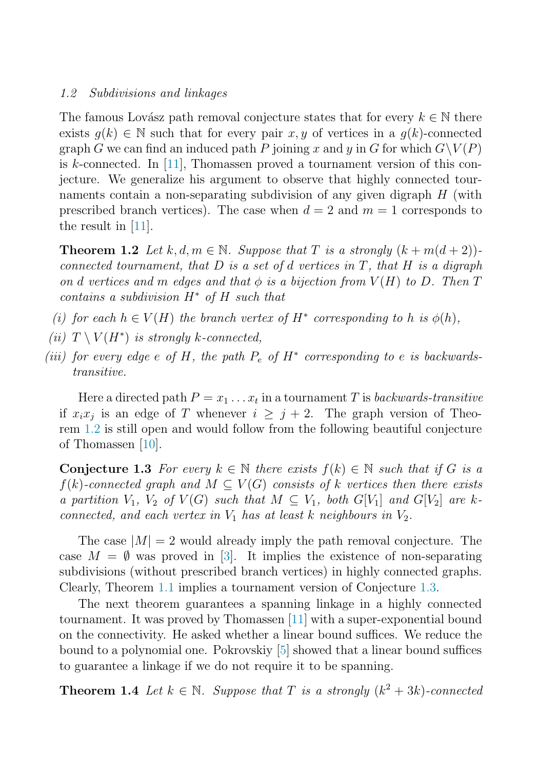*1.2 Subdivisions and linkages*

The famous Lovász path removal conjecture states that for every $k \in \mathbb{N}$ there exists $g(k) \in \mathbb{N}$ such that for every pair $x, y$ of vertices in a $g(k)$-connected graph $G$ we can find an induced path $P$ joining $x$ and $y$ in $G$ for which $G \backslash V(P)$ is $k$-connected. In [11], Thomassen proved a tournament version of this conjecture. We generalize his argument to observe that highly connected tournaments contain a non-separating subdivision of any given digraph $H$ (with prescribed branch vertices). The case when $d = 2$ and $m = 1$ corresponds to the result in [11].

**Theorem 1.2** *Let $k, d, m \in \mathbb{N}$. Suppose that $T$ is a strongly $(k + m(d + 2))$-connected tournament, that $D$ is a set of $d$ vertices in $T$, that $H$ is a digraph on $d$ vertices and $m$ edges and that $\phi$ is a bijection from $V(H)$ to $D$. Then $T$ contains a subdivision $H^*$ of $H$ such that*

*(i) for each $h \in V(H)$ the branch vertex of $H^*$ corresponding to $h$ is $\phi(h)$,*

*(ii) $T \setminus V(H^*)$ is strongly $k$-connected,*

*(iii) for every edge $e$ of $H$, the path $P_e$ of $H^*$ corresponding to $e$ is backwards-transitive.*

Here a directed path $P = x_1 \dots x_t$ in a tournament $T$ is *backwards-transitive* if $x_i x_j$ is an edge of $T$ whenever $i \geq j + 2$. The graph version of Theorem 1.2 is still open and would follow from the following beautiful conjecture of Thomassen [10].

**Conjecture 1.3** *For every $k \in \mathbb{N}$ there exists $f(k) \in \mathbb{N}$ such that if $G$ is a $f(k)$-connected graph and $M \subseteq V(G)$ consists of $k$ vertices then there exists a partition $V_1$, $V_2$ of $V(G)$ such that $M \subseteq V_1$, both $G[V_1]$ and $G[V_2]$ are $k$-connected, and each vertex in $V_1$ has at least $k$ neighbours in $V_2$.*

The case $|M| = 2$ would already imply the path removal conjecture. The case $M = \emptyset$ was proved in [3]. It implies the existence of non-separating subdivisions (without prescribed branch vertices) in highly connected graphs. Clearly, Theorem 1.1 implies a tournament version of Conjecture 1.3.

The next theorem guarantees a spanning linkage in a highly connected tournament. It was proved by Thomassen [11] with a super-exponential bound on the connectivity. He asked whether a linear bound suffices. We reduce the bound to a polynomial one. Pokrovskiy [5] showed that a linear bound suffices to guarantee a linkage if we do not require it to be spanning.

**Theorem 1.4** *Let $k \in \mathbb{N}$. Suppose that $T$ is a strongly $(k^2 + 3k)$-connected*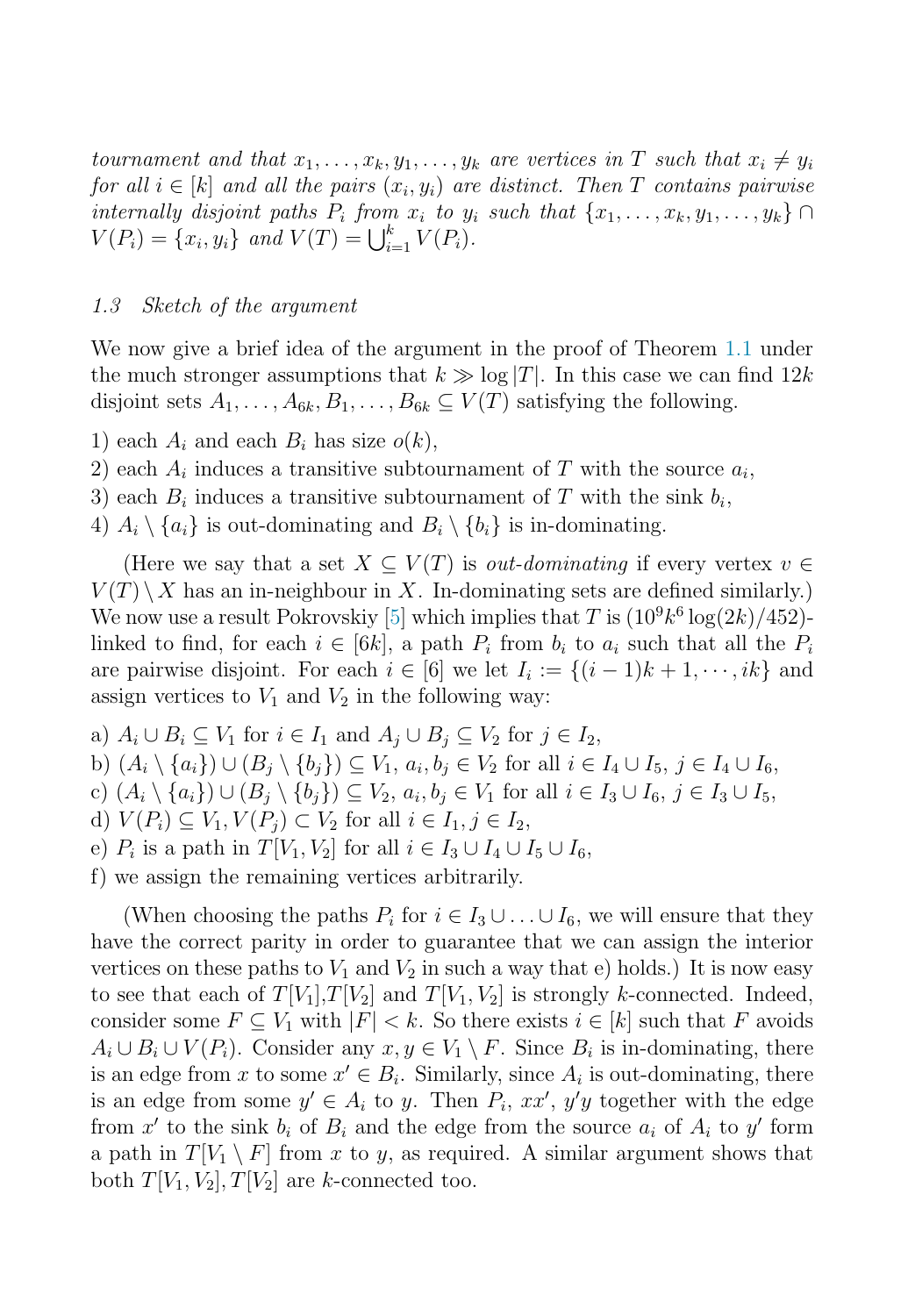*tournament and that $x_1, \dots, x_k, y_1, \dots, y_k$ are vertices in $T$ such that $x_i \neq y_i$ for all $i \in [k]$ and all the pairs $(x_i, y_i)$ are distinct. Then $T$ contains pairwise internally disjoint paths $P_i$ from $x_i$ to $y_i$ such that $\{x_1, \dots, x_k, y_1, \dots, y_k\} \cap V(P_i) = \{x_i, y_i\}$ and $V(T) = \bigcup_{i=1}^{k} V(P_i)$.*

### *1.3 Sketch of the argument*

We now give a brief idea of the argument in the proof of Theorem 1.1 under the much stronger assumptions that $k \gg \log |T|$. In this case we can find $12k$ disjoint sets $A_1, \dots, A_{6k}, B_1, \dots, B_{6k} \subseteq V(T)$ satisfying the following.

1) each $A_i$ and each $B_i$ has size $o(k)$,
2) each $A_i$ induces a transitive subtournament of $T$ with the source $a_i$,
3) each $B_i$ induces a transitive subtournament of $T$ with the sink $b_i$,
4) $A_i \setminus \{a_i\}$ is out-dominating and $B_i \setminus \{b_i\}$ is in-dominating.

(Here we say that a set $X \subseteq V(T)$ is *out-dominating* if every vertex $v \in V(T) \setminus X$ has an in-neighbour in $X$. In-dominating sets are defined similarly.) We now use a result Pokrovskiy [5] which implies that $T$ is $(10^9 k^6 \log(2k)/452)$-linked to find, for each $i \in [6k]$, a path $P_i$ from $b_i$ to $a_i$ such that all the $P_i$ are pairwise disjoint. For each $i \in [6]$ we let $I_i := \{(i-1)k+1, \cdots, ik\}$ and assign vertices to $V_1$ and $V_2$ in the following way:

a) $A_i \cup B_i \subseteq V_1$ for $i \in I_1$ and $A_j \cup B_j \subseteq V_2$ for $j \in I_2$,
b) $(A_i \setminus \{a_i\}) \cup (B_j \setminus \{b_j\}) \subseteq V_1$, $a_i, b_j \in V_2$ for all $i \in I_4 \cup I_5$, $j \in I_4 \cup I_6$,
c) $(A_i \setminus \{a_i\}) \cup (B_j \setminus \{b_j\}) \subseteq V_2$, $a_i, b_j \in V_1$ for all $i \in I_3 \cup I_6$, $j \in I_3 \cup I_5$,
d) $V(P_i) \subseteq V_1, V(P_j) \subset V_2$ for all $i \in I_1, j \in I_2$,
e) $P_i$ is a path in $T[V_1, V_2]$ for all $i \in I_3 \cup I_4 \cup I_5 \cup I_6$,
f) we assign the remaining vertices arbitrarily.

(When choosing the paths $P_i$ for $i \in I_3 \cup \ldots \cup I_6$, we will ensure that they have the correct parity in order to guarantee that we can assign the interior vertices on these paths to $V_1$ and $V_2$ in such a way that e) holds.) It is now easy to see that each of $T[V_1]$,$T[V_2]$ and $T[V_1, V_2]$ is strongly $k$-connected. Indeed, consider some $F \subseteq V_1$ with $|F| < k$. So there exists $i \in [k]$ such that $F$ avoids $A_i \cup B_i \cup V(P_i)$. Consider any $x, y \in V_1 \setminus F$. Since $B_i$ is in-dominating, there is an edge from $x$ to some $x' \in B_i$. Similarly, since $A_i$ is out-dominating, there is an edge from some $y' \in A_i$ to $y$. Then $P_i$, $xx'$, $y'y$ together with the edge from $x'$ to the sink $b_i$ of $B_i$ and the edge from the source $a_i$ of $A_i$ to $y'$ form a path in $T[V_1 \setminus F]$ from $x$ to $y$, as required. A similar argument shows that both $T[V_1, V_2], T[V_2]$ are $k$-connected too.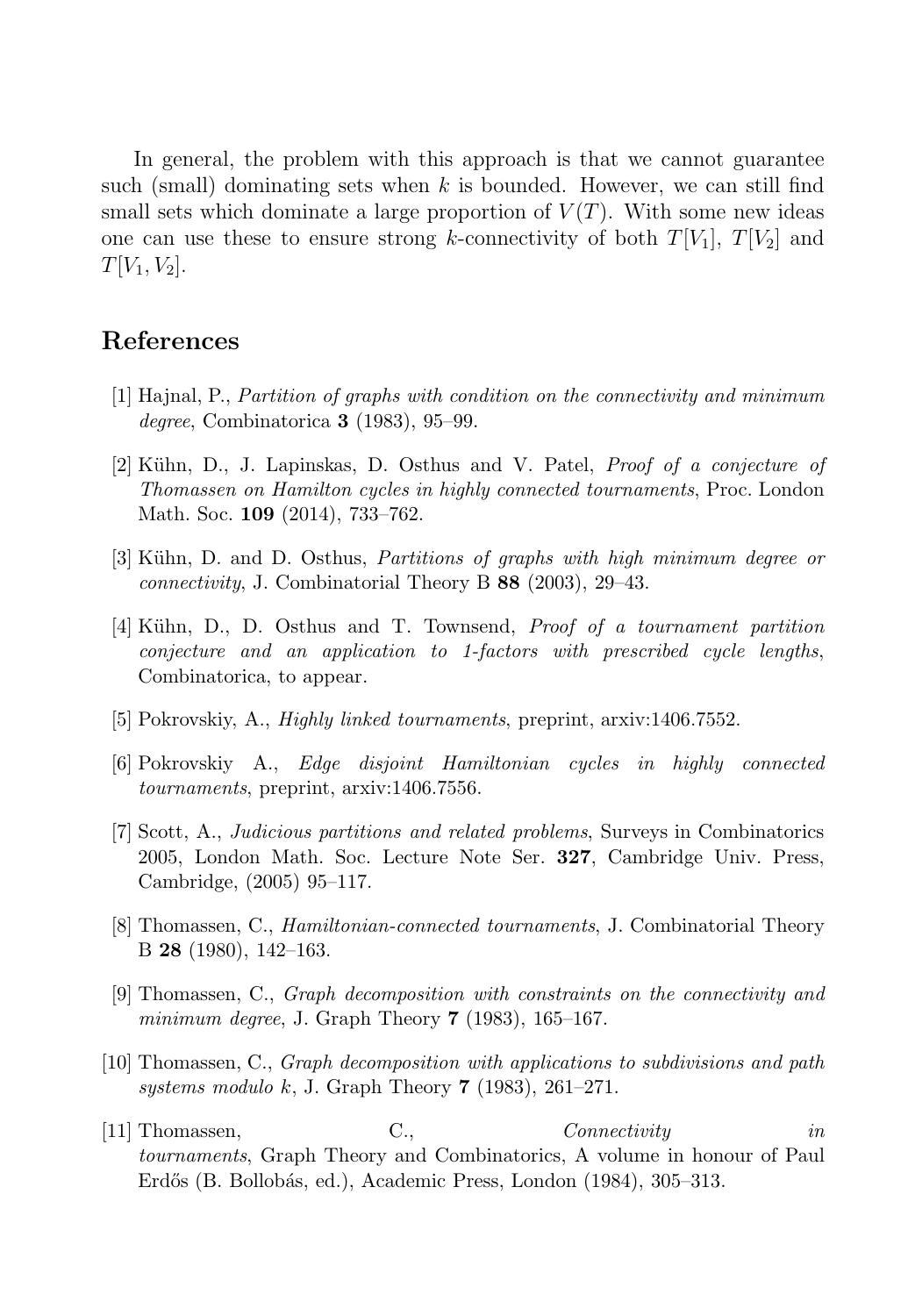In general, the problem with this approach is that we cannot guarantee such (small) dominating sets when $k$ is bounded. However, we can still find small sets which dominate a large proportion of $V(T)$. With some new ideas one can use these to ensure strong $k$-connectivity of both $T[V_1]$, $T[V_2]$ and $T[V_1, V_2]$.

## References

[1] Hajnal, P., *Partition of graphs with condition on the connectivity and minimum degree*, Combinatorica **3** (1983), 95–99.

[2] Kühn, D., J. Lapinskas, D. Osthus and V. Patel, *Proof of a conjecture of Thomassen on Hamilton cycles in highly connected tournaments*, Proc. London Math. Soc. **109** (2014), 733–762.

[3] Kühn, D. and D. Osthus, *Partitions of graphs with high minimum degree or connectivity*, J. Combinatorial Theory B **88** (2003), 29–43.

[4] Kühn, D., D. Osthus and T. Townsend, *Proof of a tournament partition conjecture and an application to 1-factors with prescribed cycle lengths*, Combinatorica, to appear.

[5] Pokrovskiy, A., *Highly linked tournaments*, preprint, arxiv:1406.7552.

[6] Pokrovskiy A., *Edge disjoint Hamiltonian cycles in highly connected tournaments*, preprint, arxiv:1406.7556.

[7] Scott, A., *Judicious partitions and related problems*, Surveys in Combinatorics 2005, London Math. Soc. Lecture Note Ser. **327**, Cambridge Univ. Press, Cambridge, (2005) 95–117.

[8] Thomassen, C., *Hamiltonian-connected tournaments*, J. Combinatorial Theory B **28** (1980), 142–163.

[9] Thomassen, C., *Graph decomposition with constraints on the connectivity and minimum degree*, J. Graph Theory **7** (1983), 165–167.

[10] Thomassen, C., *Graph decomposition with applications to subdivisions and path systems modulo k*, J. Graph Theory **7** (1983), 261–271.

[11] Thomassen, C., *Connectivity in tournaments*, Graph Theory and Combinatorics, A volume in honour of Paul Erdős (B. Bollobás, ed.), Academic Press, London (1984), 305–313.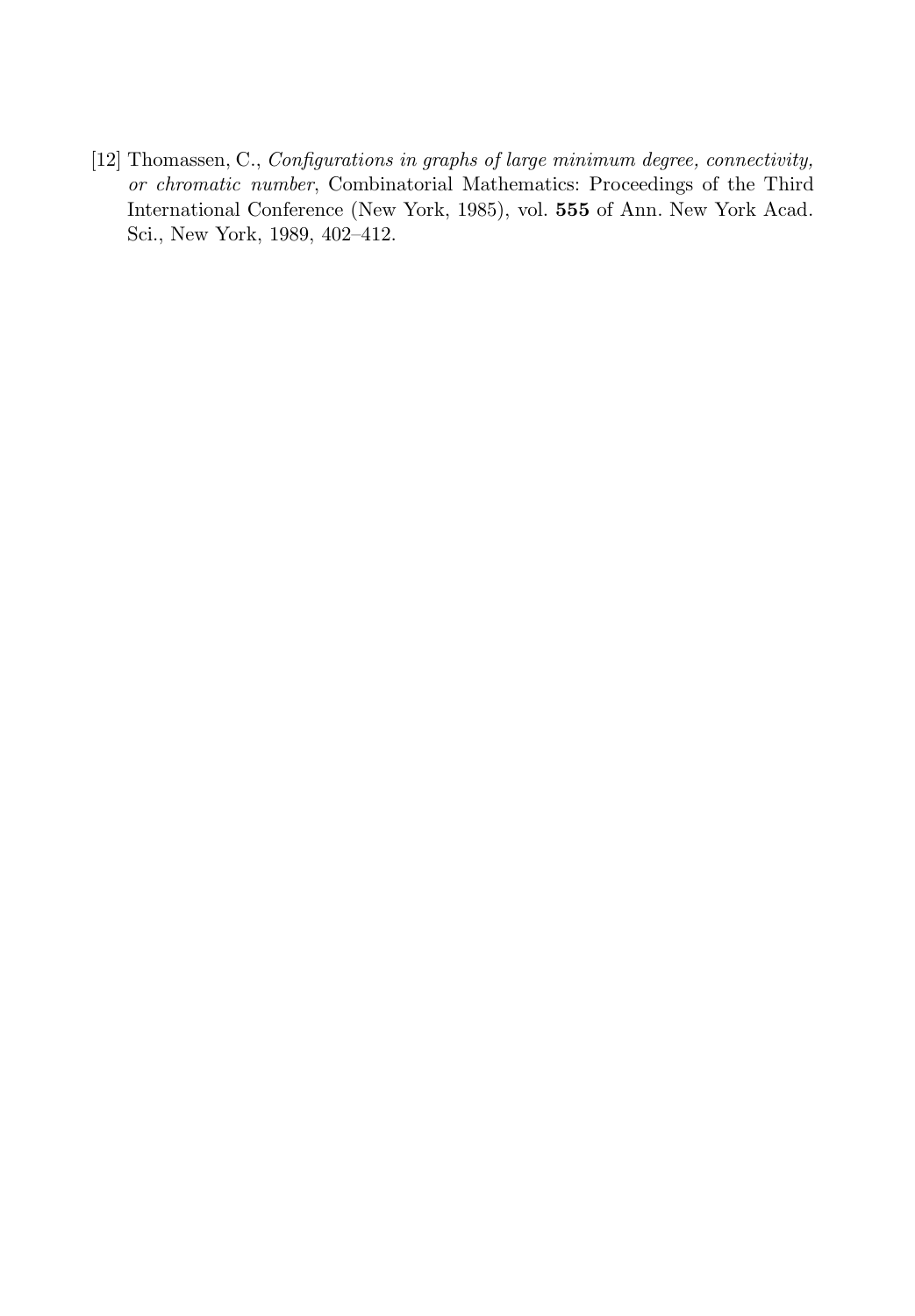[12] Thomassen, C., *Configurations in graphs of large minimum degree, connectivity, or chromatic number*, Combinatorial Mathematics: Proceedings of the Third International Conference (New York, 1985), vol. **555** of Ann. New York Acad. Sci., New York, 1989, 402–412.